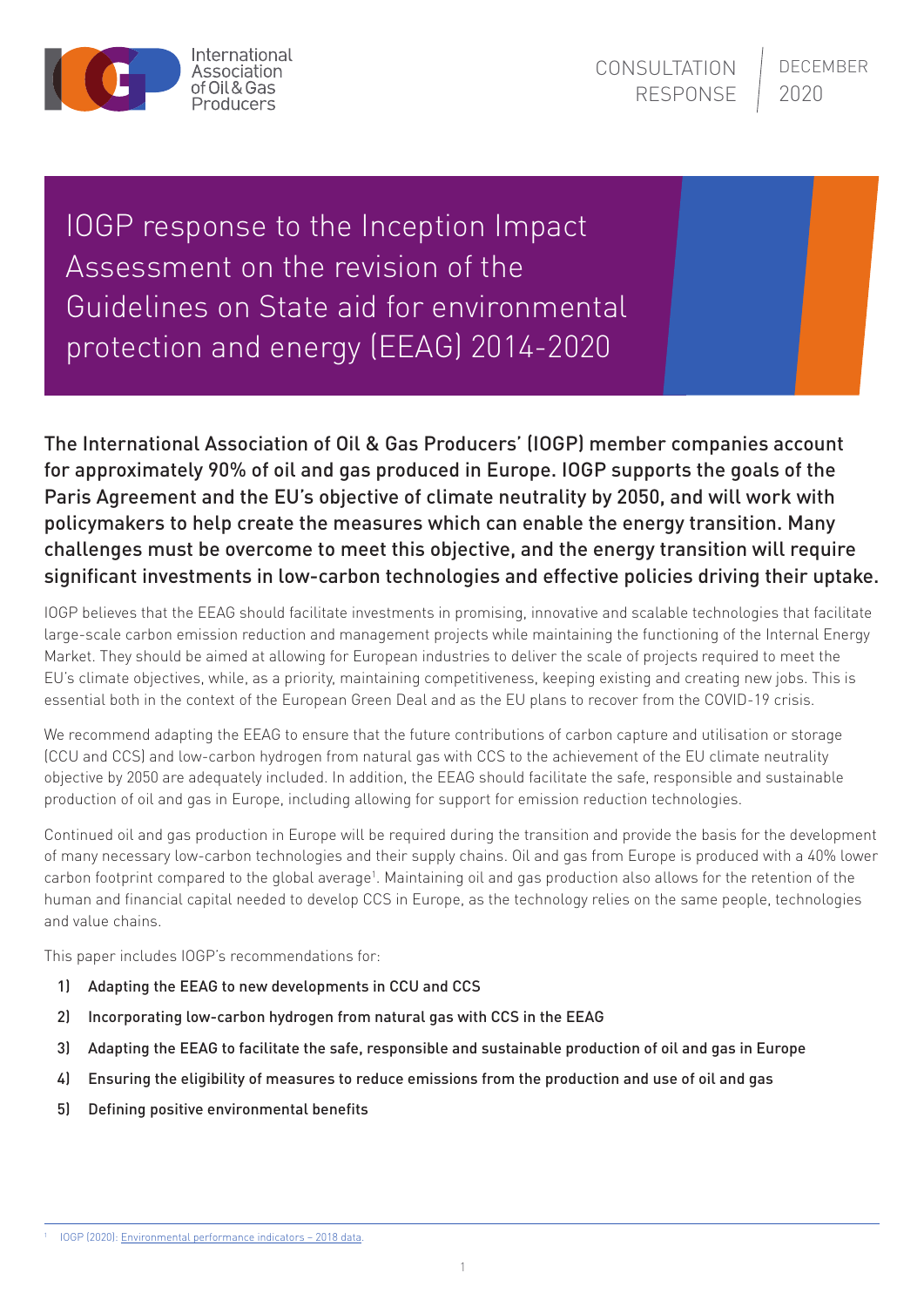CONSULTATION RESPONSE | DECEMBER 2020

# IOGP response to the Inception Impact Assessment on the revision of the Guidelines on State aid for environmental protection and energy (EEAG) 2014-2020

**The International Association of Oil & Gas Producers' (IOGP) member companies account for approximately 90% of oil and gas produced in Europe. IOGP supports the goals of the Paris Agreement and the EU's objective of climate neutrality by 2050, and will work with policymakers to help create the measures which can enable the energy transition. Many challenges must be overcome to meet this objective, and the energy transition will require significant investments in low-carbon technologies and effective policies driving their uptake.**

IOGP believes that the EEAG should facilitate investments in promising, innovative and scalable technologies that facilitate large-scale carbon emission reduction and management projects while maintaining the functioning of the Internal Energy Market. They should be aimed at allowing for European industries to deliver the scale of projects required to meet the EU's climate objectives, while, as a priority, maintaining competitiveness, keeping existing and creating new jobs. This is essential both in the context of the European Green Deal and as the EU plans to recover from the COVID-19 crisis.

We recommend adapting the EEAG to ensure that the future contributions of carbon capture and utilisation or storage (CCU and CCS) and low-carbon hydrogen from natural gas with CCS to the achievement of the EU climate neutrality objective by 2050 are adequately included. In addition, the EEAG should facilitate the safe, responsible and sustainable production of oil and gas in Europe, including allowing for support for emission reduction technologies.

Continued oil and gas production in Europe will be required during the transition and provide the basis for the development of many necessary low-carbon technologies and their supply chains. Oil and gas from Europe is produced with a 40% lower carbon footprint compared to the global average[1]. Maintaining oil and gas production also allows for the retention of the human and financial capital needed to develop CCS in Europe, as the technology relies on the same people, technologies and value chains.

This paper includes IOGP's recommendations for:

1) Adapting the EEAG to new developments in CCU and CCS
2) Incorporating low-carbon hydrogen from natural gas with CCS in the EEAG
3) Adapting the EEAG to facilitate the safe, responsible and sustainable production of oil and gas in Europe
4) Ensuring the eligibility of measures to reduce emissions from the production and use of oil and gas
5) Defining positive environmental benefits

[1] IOGP (2020): Environmental performance indicators – 2018 data.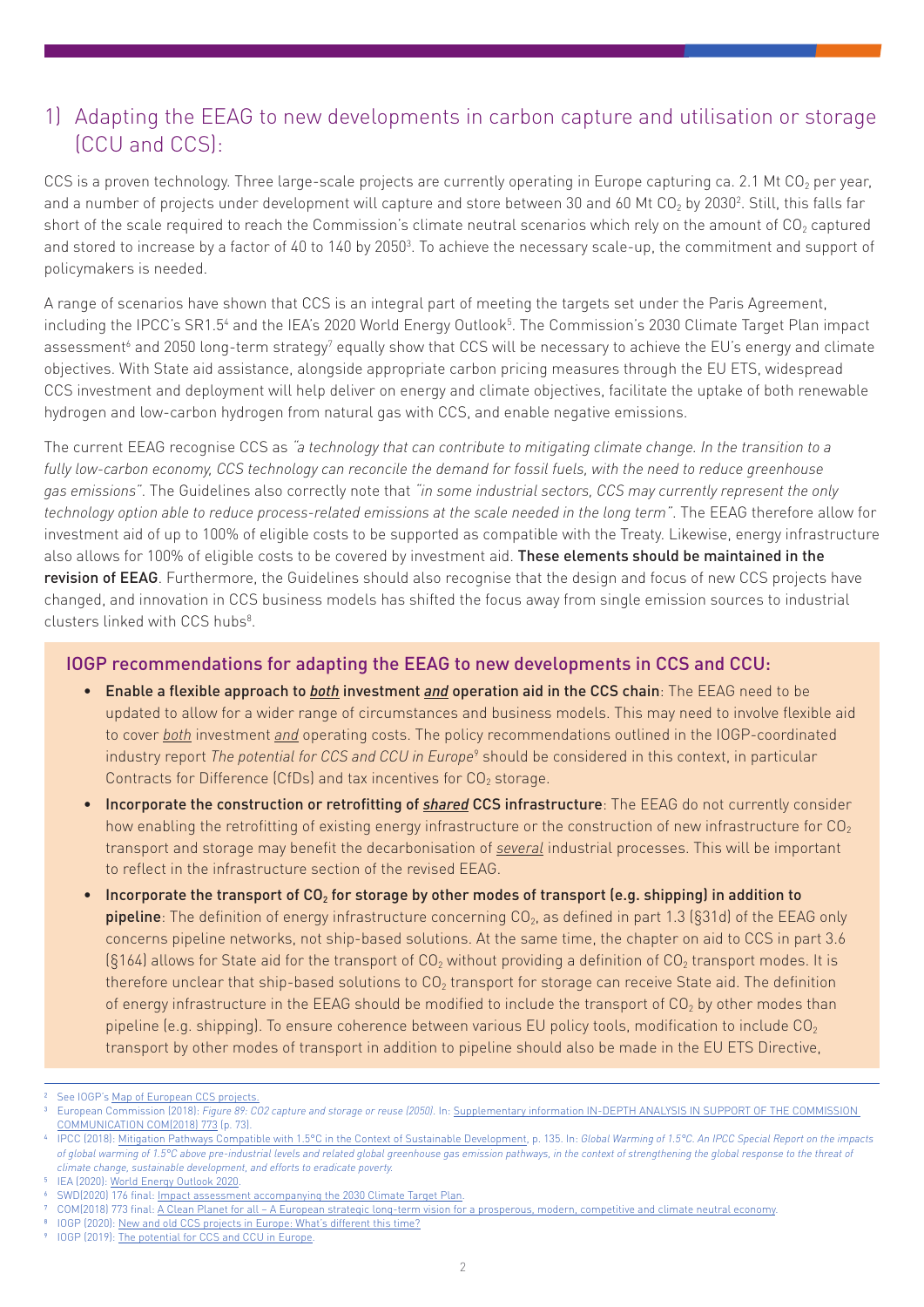## 1) Adapting the EEAG to new developments in carbon capture and utilisation or storage (CCU and CCS):

CCS is a proven technology. Three large-scale projects are currently operating in Europe capturing ca. 2.1 Mt $CO_2$ per year, and a number of projects under development will capture and store between 30 and 60 Mt $CO_2$ by 2030[2]. Still, this falls far short of the scale required to reach the Commission's climate neutral scenarios which rely on the amount of $CO_2$ captured and stored to increase by a factor of 40 to 140 by 2050[3]. To achieve the necessary scale-up, the commitment and support of policymakers is needed.

A range of scenarios have shown that CCS is an integral part of meeting the targets set under the Paris Agreement, including the IPCC's SR1.5[4] and the IEA's 2020 World Energy Outlook[5]. The Commission's 2030 Climate Target Plan impact assessment[6] and 2050 long-term strategy[7] equally show that CCS will be necessary to achieve the EU's energy and climate objectives. With State aid assistance, alongside appropriate carbon pricing measures through the EU ETS, widespread CCS investment and deployment will help deliver on energy and climate objectives, facilitate the uptake of both renewable hydrogen and low-carbon hydrogen from natural gas with CCS, and enable negative emissions.

The current EEAG recognise CCS as *"a technology that can contribute to mitigating climate change. In the transition to a fully low-carbon economy, CCS technology can reconcile the demand for fossil fuels, with the need to reduce greenhouse gas emissions"*. The Guidelines also correctly note that *"in some industrial sectors, CCS may currently represent the only technology option able to reduce process-related emissions at the scale needed in the long term"*. The EEAG therefore allow for investment aid of up to 100% of eligible costs to be supported as compatible with the Treaty. Likewise, energy infrastructure also allows for 100% of eligible costs to be covered by investment aid. **These elements should be maintained in the revision of EEAG**. Furthermore, the Guidelines should also recognise that the design and focus of new CCS projects have changed, and innovation in CCS business models has shifted the focus away from single emission sources to industrial clusters linked with CCS hubs[8].

### IOGP recommendations for adapting the EEAG to new developments in CCS and CCU:

- **Enable a flexible approach to *both* investment *and* operation aid in the CCS chain**: The EEAG need to be updated to allow for a wider range of circumstances and business models. This may need to involve flexible aid to cover *both* investment *and* operating costs. The policy recommendations outlined in the IOGP-coordinated industry report *The potential for CCS and CCU in Europe*[9] should be considered in this context, in particular Contracts for Difference (CfDs) and tax incentives for $CO_2$ storage.
- **Incorporate the construction or retrofitting of *shared* CCS infrastructure**: The EEAG do not currently consider how enabling the retrofitting of existing energy infrastructure or the construction of new infrastructure for $CO_2$ transport and storage may benefit the decarbonisation of *several* industrial processes. This will be important to reflect in the infrastructure section of the revised EEAG.
- **Incorporate the transport of $CO_2$ for storage by other modes of transport (e.g. shipping) in addition to pipeline**: The definition of energy infrastructure concerning $CO_2$, as defined in part 1.3 (§31d) of the EEAG only concerns pipeline networks, not ship-based solutions. At the same time, the chapter on aid to CCS in part 3.6 (§164) allows for State aid for the transport of $CO_2$ without providing a definition of $CO_2$ transport modes. It is therefore unclear that ship-based solutions to $CO_2$ transport for storage can receive State aid. The definition of energy infrastructure in the EEAG should be modified to include the transport of $CO_2$ by other modes than pipeline (e.g. shipping). To ensure coherence between various EU policy tools, modification to include $CO_2$ transport by other modes of transport in addition to pipeline should also be made in the EU ETS Directive,

---

[2] See IOGP's Map of European CCS projects.

[3] European Commission (2018): *Figure 89: CO2 capture and storage or reuse (2050)*. In: Supplementary information IN-DEPTH ANALYSIS IN SUPPORT OF THE COMMISSION COMMUNICATION COM(2018) 773 (p. 73).

[4] IPCC (2018): Mitigation Pathways Compatible with 1.5°C in the Context of Sustainable Development, p. 135. In: *Global Warming of 1.5°C. An IPCC Special Report on the impacts of global warming of 1.5°C above pre-industrial levels and related global greenhouse gas emission pathways, in the context of strengthening the global response to the threat of climate change, sustainable development, and efforts to eradicate poverty.*

[5] IEA (2020): World Energy Outlook 2020.

[6] SWD(2020) 176 final: Impact assessment accompanying the 2030 Climate Target Plan.

[7] COM(2018) 773 final: A Clean Planet for all – A European strategic long-term vision for a prosperous, modern, competitive and climate neutral economy.

[8] IOGP (2020): New and old CCS projects in Europe: What's different this time?

[9] IOGP (2019): The potential for CCS and CCU in Europe.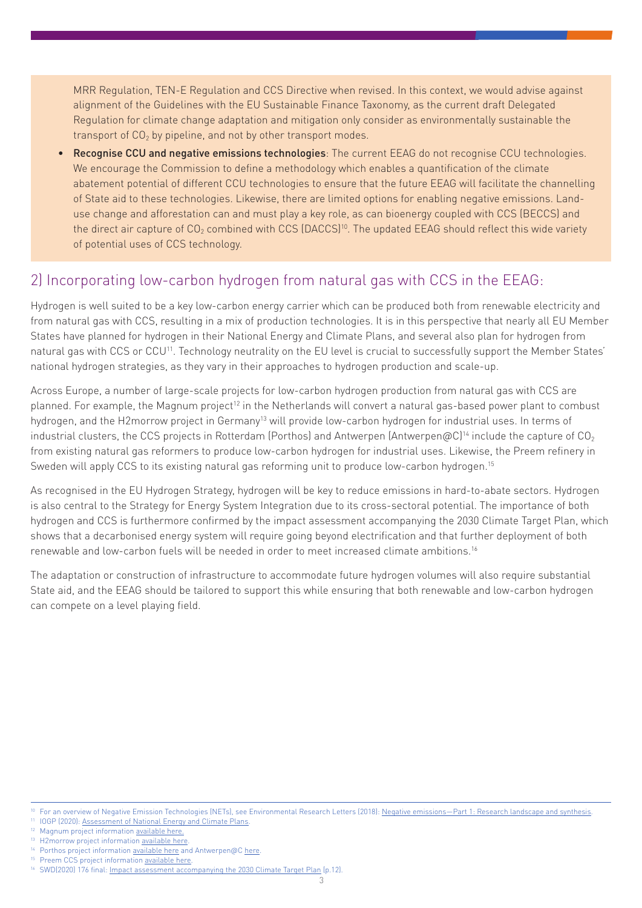MRR Regulation, TEN-E Regulation and CCS Directive when revised. In this context, we would advise against alignment of the Guidelines with the EU Sustainable Finance Taxonomy, as the current draft Delegated Regulation for climate change adaptation and mitigation only consider as environmentally sustainable the transport of $CO_2$ by pipeline, and not by other transport modes.

- **Recognise CCU and negative emissions technologies**: The current EEAG do not recognise CCU technologies. We encourage the Commission to define a methodology which enables a quantification of the climate abatement potential of different CCU technologies to ensure that the future EEAG will facilitate the channelling of State aid to these technologies. Likewise, there are limited options for enabling negative emissions. Land-use change and afforestation can and must play a key role, as can bioenergy coupled with CCS (BECCS) and the direct air capture of $CO_2$ combined with CCS (DACCS)[10]. The updated EEAG should reflect this wide variety of potential uses of CCS technology.

## 2) Incorporating low-carbon hydrogen from natural gas with CCS in the EEAG:

Hydrogen is well suited to be a key low-carbon energy carrier which can be produced both from renewable electricity and from natural gas with CCS, resulting in a mix of production technologies. It is in this perspective that nearly all EU Member States have planned for hydrogen in their National Energy and Climate Plans, and several also plan for hydrogen from natural gas with CCS or CCU[11]. Technology neutrality on the EU level is crucial to successfully support the Member States' national hydrogen strategies, as they vary in their approaches to hydrogen production and scale-up.

Across Europe, a number of large-scale projects for low-carbon hydrogen production from natural gas with CCS are planned. For example, the Magnum project[12] in the Netherlands will convert a natural gas-based power plant to combust hydrogen, and the H2morrow project in Germany[13] will provide low-carbon hydrogen for industrial uses. In terms of industrial clusters, the CCS projects in Rotterdam (Porthos) and Antwerpen (Antwerpen@C)[14] include the capture of $CO_2$ from existing natural gas reformers to produce low-carbon hydrogen for industrial uses. Likewise, the Preem refinery in Sweden will apply CCS to its existing natural gas reforming unit to produce low-carbon hydrogen.[15]

As recognised in the EU Hydrogen Strategy, hydrogen will be key to reduce emissions in hard-to-abate sectors. Hydrogen is also central to the Strategy for Energy System Integration due to its cross-sectoral potential. The importance of both hydrogen and CCS is furthermore confirmed by the impact assessment accompanying the 2030 Climate Target Plan, which shows that a decarbonised energy system will require going beyond electrification and that further deployment of both renewable and low-carbon fuels will be needed in order to meet increased climate ambitions.[16]

The adaptation or construction of infrastructure to accommodate future hydrogen volumes will also require substantial State aid, and the EEAG should be tailored to support this while ensuring that both renewable and low-carbon hydrogen can compete on a level playing field.

---

[10] For an overview of Negative Emission Technologies (NETs), see Environmental Research Letters (2018): Negative emissions—Part 1: Research landscape and synthesis.

[11] IOGP (2020): Assessment of National Energy and Climate Plans.

[12] Magnum project information available here.

[13] H2morrow project information available here.

[14] Porthos project information available here and Antwerpen@C here.

[15] Preem CCS project information available here.

[16] SWD(2020) 176 final: Impact assessment accompanying the 2030 Climate Target Plan (p.12).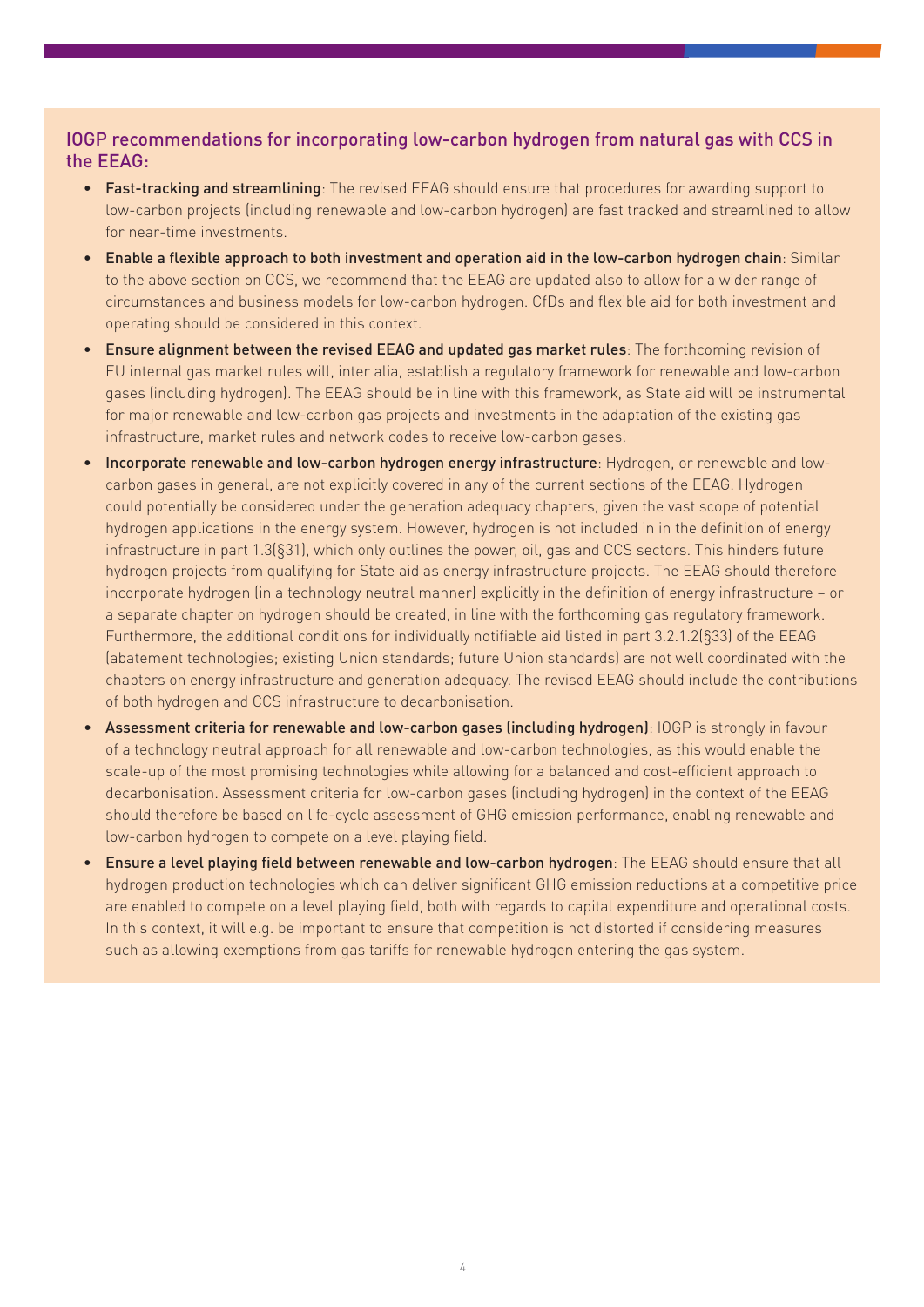## IOGP recommendations for incorporating low-carbon hydrogen from natural gas with CCS in the EEAG:

- **Fast-tracking and streamlining**: The revised EEAG should ensure that procedures for awarding support to low-carbon projects (including renewable and low-carbon hydrogen) are fast tracked and streamlined to allow for near-time investments.
- **Enable a flexible approach to both investment and operation aid in the low-carbon hydrogen chain**: Similar to the above section on CCS, we recommend that the EEAG are updated also to allow for a wider range of circumstances and business models for low-carbon hydrogen. CfDs and flexible aid for both investment and operating should be considered in this context.
- **Ensure alignment between the revised EEAG and updated gas market rules**: The forthcoming revision of EU internal gas market rules will, inter alia, establish a regulatory framework for renewable and low-carbon gases (including hydrogen). The EEAG should be in line with this framework, as State aid will be instrumental for major renewable and low-carbon gas projects and investments in the adaptation of the existing gas infrastructure, market rules and network codes to receive low-carbon gases.
- **Incorporate renewable and low-carbon hydrogen energy infrastructure**: Hydrogen, or renewable and low-carbon gases in general, are not explicitly covered in any of the current sections of the EEAG. Hydrogen could potentially be considered under the generation adequacy chapters, given the vast scope of potential hydrogen applications in the energy system. However, hydrogen is not included in in the definition of energy infrastructure in part 1.3(§31), which only outlines the power, oil, gas and CCS sectors. This hinders future hydrogen projects from qualifying for State aid as energy infrastructure projects. The EEAG should therefore incorporate hydrogen (in a technology neutral manner) explicitly in the definition of energy infrastructure – or a separate chapter on hydrogen should be created, in line with the forthcoming gas regulatory framework. Furthermore, the additional conditions for individually notifiable aid listed in part 3.2.1.2(§33) of the EEAG (abatement technologies; existing Union standards; future Union standards) are not well coordinated with the chapters on energy infrastructure and generation adequacy. The revised EEAG should include the contributions of both hydrogen and CCS infrastructure to decarbonisation.
- **Assessment criteria for renewable and low-carbon gases (including hydrogen)**: IOGP is strongly in favour of a technology neutral approach for all renewable and low-carbon technologies, as this would enable the scale-up of the most promising technologies while allowing for a balanced and cost-efficient approach to decarbonisation. Assessment criteria for low-carbon gases (including hydrogen) in the context of the EEAG should therefore be based on life-cycle assessment of GHG emission performance, enabling renewable and low-carbon hydrogen to compete on a level playing field.
- **Ensure a level playing field between renewable and low-carbon hydrogen**: The EEAG should ensure that all hydrogen production technologies which can deliver significant GHG emission reductions at a competitive price are enabled to compete on a level playing field, both with regards to capital expenditure and operational costs. In this context, it will e.g. be important to ensure that competition is not distorted if considering measures such as allowing exemptions from gas tariffs for renewable hydrogen entering the gas system.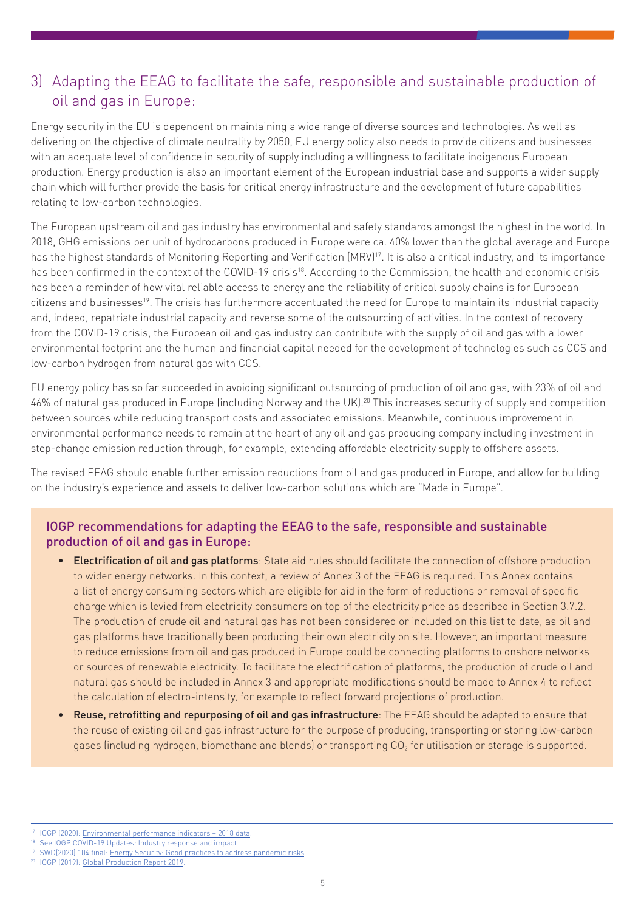## 3) Adapting the EEAG to facilitate the safe, responsible and sustainable production of oil and gas in Europe:

Energy security in the EU is dependent on maintaining a wide range of diverse sources and technologies. As well as delivering on the objective of climate neutrality by 2050, EU energy policy also needs to provide citizens and businesses with an adequate level of confidence in security of supply including a willingness to facilitate indigenous European production. Energy production is also an important element of the European industrial base and supports a wider supply chain which will further provide the basis for critical energy infrastructure and the development of future capabilities relating to low-carbon technologies.

The European upstream oil and gas industry has environmental and safety standards amongst the highest in the world. In 2018, GHG emissions per unit of hydrocarbons produced in Europe were ca. 40% lower than the global average and Europe has the highest standards of Monitoring Reporting and Verification (MRV)[17]. It is also a critical industry, and its importance has been confirmed in the context of the COVID-19 crisis[18]. According to the Commission, the health and economic crisis has been a reminder of how vital reliable access to energy and the reliability of critical supply chains is for European citizens and businesses[19]. The crisis has furthermore accentuated the need for Europe to maintain its industrial capacity and, indeed, repatriate industrial capacity and reverse some of the outsourcing of activities. In the context of recovery from the COVID-19 crisis, the European oil and gas industry can contribute with the supply of oil and gas with a lower environmental footprint and the human and financial capital needed for the development of technologies such as CCS and low-carbon hydrogen from natural gas with CCS.

EU energy policy has so far succeeded in avoiding significant outsourcing of production of oil and gas, with 23% of oil and 46% of natural gas produced in Europe (including Norway and the UK).[20] This increases security of supply and competition between sources while reducing transport costs and associated emissions. Meanwhile, continuous improvement in environmental performance needs to remain at the heart of any oil and gas producing company including investment in step-change emission reduction through, for example, extending affordable electricity supply to offshore assets.

The revised EEAG should enable further emission reductions from oil and gas produced in Europe, and allow for building on the industry's experience and assets to deliver low-carbon solutions which are "Made in Europe".

### IOGP recommendations for adapting the EEAG to the safe, responsible and sustainable production of oil and gas in Europe:

- **Electrification of oil and gas platforms**: State aid rules should facilitate the connection of offshore production to wider energy networks. In this context, a review of Annex 3 of the EEAG is required. This Annex contains a list of energy consuming sectors which are eligible for aid in the form of reductions or removal of specific charge which is levied from electricity consumers on top of the electricity price as described in Section 3.7.2. The production of crude oil and natural gas has not been considered or included on this list to date, as oil and gas platforms have traditionally been producing their own electricity on site. However, an important measure to reduce emissions from oil and gas produced in Europe could be connecting platforms to onshore networks or sources of renewable electricity. To facilitate the electrification of platforms, the production of crude oil and natural gas should be included in Annex 3 and appropriate modifications should be made to Annex 4 to reflect the calculation of electro-intensity, for example to reflect forward projections of production.
- **Reuse, retrofitting and repurposing of oil and gas infrastructure**: The EEAG should be adapted to ensure that the reuse of existing oil and gas infrastructure for the purpose of producing, transporting or storing low-carbon gases (including hydrogen, biomethane and blends) or transporting $CO_2$ for utilisation or storage is supported.

---

[17] IOGP (2020): Environmental performance indicators – 2018 data.

[18] See IOGP COVID-19 Updates: Industry response and impact.

[19] SWD(2020) 104 final: Energy Security: Good practices to address pandemic risks.

[20] IOGP (2019): Global Production Report 2019.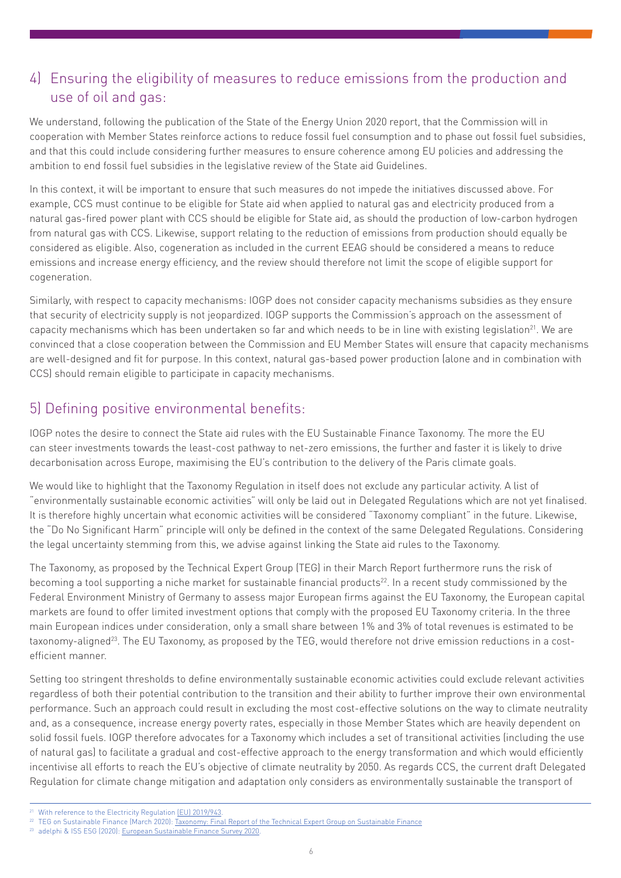## 4) Ensuring the eligibility of measures to reduce emissions from the production and use of oil and gas:

We understand, following the publication of the State of the Energy Union 2020 report, that the Commission will in cooperation with Member States reinforce actions to reduce fossil fuel consumption and to phase out fossil fuel subsidies, and that this could include considering further measures to ensure coherence among EU policies and addressing the ambition to end fossil fuel subsidies in the legislative review of the State aid Guidelines.

In this context, it will be important to ensure that such measures do not impede the initiatives discussed above. For example, CCS must continue to be eligible for State aid when applied to natural gas and electricity produced from a natural gas-fired power plant with CCS should be eligible for State aid, as should the production of low-carbon hydrogen from natural gas with CCS. Likewise, support relating to the reduction of emissions from production should equally be considered as eligible. Also, cogeneration as included in the current EEAG should be considered a means to reduce emissions and increase energy efficiency, and the review should therefore not limit the scope of eligible support for cogeneration.

Similarly, with respect to capacity mechanisms: IOGP does not consider capacity mechanisms subsidies as they ensure that security of electricity supply is not jeopardized. IOGP supports the Commission's approach on the assessment of capacity mechanisms which has been undertaken so far and which needs to be in line with existing legislation[21]. We are convinced that a close cooperation between the Commission and EU Member States will ensure that capacity mechanisms are well-designed and fit for purpose. In this context, natural gas-based power production (alone and in combination with CCS) should remain eligible to participate in capacity mechanisms.

## 5) Defining positive environmental benefits:

IOGP notes the desire to connect the State aid rules with the EU Sustainable Finance Taxonomy. The more the EU can steer investments towards the least-cost pathway to net-zero emissions, the further and faster it is likely to drive decarbonisation across Europe, maximising the EU's contribution to the delivery of the Paris climate goals.

We would like to highlight that the Taxonomy Regulation in itself does not exclude any particular activity. A list of "environmentally sustainable economic activities" will only be laid out in Delegated Regulations which are not yet finalised. It is therefore highly uncertain what economic activities will be considered "Taxonomy compliant" in the future. Likewise, the "Do No Significant Harm" principle will only be defined in the context of the same Delegated Regulations. Considering the legal uncertainty stemming from this, we advise against linking the State aid rules to the Taxonomy.

The Taxonomy, as proposed by the Technical Expert Group (TEG) in their March Report furthermore runs the risk of becoming a tool supporting a niche market for sustainable financial products[22]. In a recent study commissioned by the Federal Environment Ministry of Germany to assess major European firms against the EU Taxonomy, the European capital markets are found to offer limited investment options that comply with the proposed EU Taxonomy criteria. In the three main European indices under consideration, only a small share between 1% and 3% of total revenues is estimated to be taxonomy-aligned[23]. The EU Taxonomy, as proposed by the TEG, would therefore not drive emission reductions in a cost-efficient manner.

Setting too stringent thresholds to define environmentally sustainable economic activities could exclude relevant activities regardless of both their potential contribution to the transition and their ability to further improve their own environmental performance. Such an approach could result in excluding the most cost-effective solutions on the way to climate neutrality and, as a consequence, increase energy poverty rates, especially in those Member States which are heavily dependent on solid fossil fuels. IOGP therefore advocates for a Taxonomy which includes a set of transitional activities (including the use of natural gas) to facilitate a gradual and cost-effective approach to the energy transformation and which would efficiently incentivise all efforts to reach the EU's objective of climate neutrality by 2050. As regards CCS, the current draft Delegated Regulation for climate change mitigation and adaptation only considers as environmentally sustainable the transport of

---

[21] With reference to the Electricity Regulation (EU) 2019/943.

[22] TEG on Sustainable Finance (March 2020): Taxonomy: Final Report of the Technical Expert Group on Sustainable Finance

[23] adelphi & ISS ESG (2020): European Sustainable Finance Survey 2020.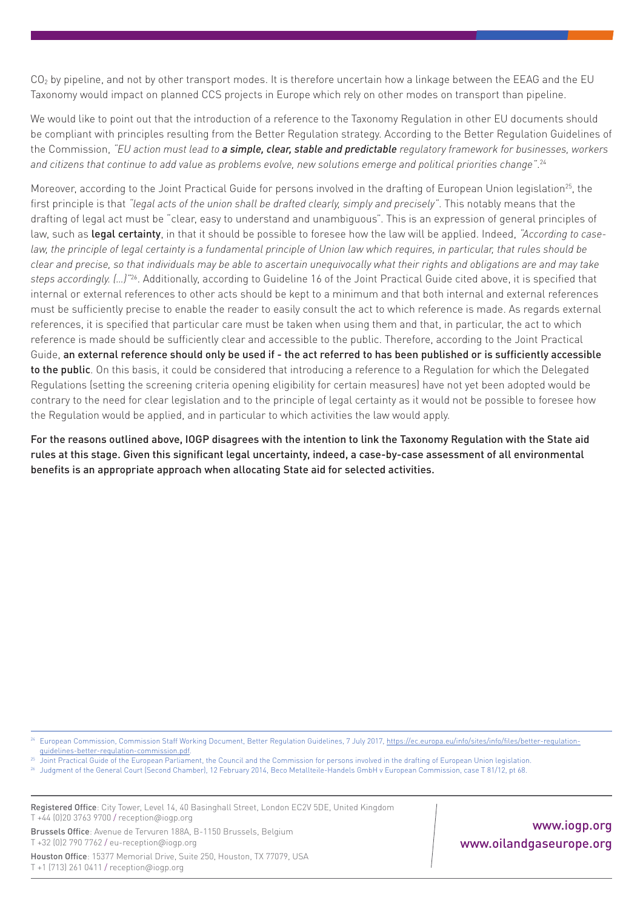$CO_2$ by pipeline, and not by other transport modes. It is therefore uncertain how a linkage between the EEAG and the EU Taxonomy would impact on planned CCS projects in Europe which rely on other modes on transport than pipeline.

We would like to point out that the introduction of a reference to the Taxonomy Regulation in other EU documents should be compliant with principles resulting from the Better Regulation strategy. According to the Better Regulation Guidelines of the Commission, *"EU action must lead to* ***a simple, clear, stable and predictable*** *regulatory framework for businesses, workers and citizens that continue to add value as problems evolve, new solutions emerge and political priorities change"*.[24]

Moreover, according to the Joint Practical Guide for persons involved in the drafting of European Union legislation[25], the first principle is that *"legal acts of the union shall be drafted clearly, simply and precisely"*. This notably means that the drafting of legal act must be "clear, easy to understand and unambiguous". This is an expression of general principles of law, such as **legal certainty**, in that it should be possible to foresee how the law will be applied. Indeed, *"According to case-law, the principle of legal certainty is a fundamental principle of Union law which requires, in particular, that rules should be clear and precise, so that individuals may be able to ascertain unequivocally what their rights and obligations are and may take steps accordingly. (…)"*[26]. Additionally, according to Guideline 16 of the Joint Practical Guide cited above, it is specified that internal or external references to other acts should be kept to a minimum and that both internal and external references must be sufficiently precise to enable the reader to easily consult the act to which reference is made. As regards external references, it is specified that particular care must be taken when using them and that, in particular, the act to which reference is made should be sufficiently clear and accessible to the public. Therefore, according to the Joint Practical Guide, **an external reference should only be used if - the act referred to has been published or is sufficiently accessible to the public**. On this basis, it could be considered that introducing a reference to a Regulation for which the Delegated Regulations (setting the screening criteria opening eligibility for certain measures) have not yet been adopted would be contrary to the need for clear legislation and to the principle of legal certainty as it would not be possible to foresee how the Regulation would be applied, and in particular to which activities the law would apply.

**For the reasons outlined above, IOGP disagrees with the intention to link the Taxonomy Regulation with the State aid rules at this stage. Given this significant legal uncertainty, indeed, a case-by-case assessment of all environmental benefits is an appropriate approach when allocating State aid for selected activities.**

[24] European Commission, Commission Staff Working Document, Better Regulation Guidelines, 7 July 2017, https://ec.europa.eu/info/sites/info/files/better-regulation-guidelines-better-regulation-commission.pdf.

[25] Joint Practical Guide of the European Parliament, the Council and the Commission for persons involved in the drafting of European Union legislation.

[26] Judgment of the General Court (Second Chamber), 12 February 2014, Beco Metallteile-Handels GmbH v European Commission, case T 81/12, pt 68.

**Registered Office**: City Tower, Level 14, 40 Basinghall Street, London EC2V 5DE, United Kingdom
T +44 (0)20 3763 9700 / reception@iogp.org

**Brussels Office**: Avenue de Tervuren 188A, B-1150 Brussels, Belgium
T +32 (0)2 790 7762 / eu-reception@iogp.org

**Houston Office**: 15377 Memorial Drive, Suite 250, Houston, TX 77079, USA
T +1 (713) 261 0411 / reception@iogp.org

www.iogp.org
www.oilandgaseurope.org